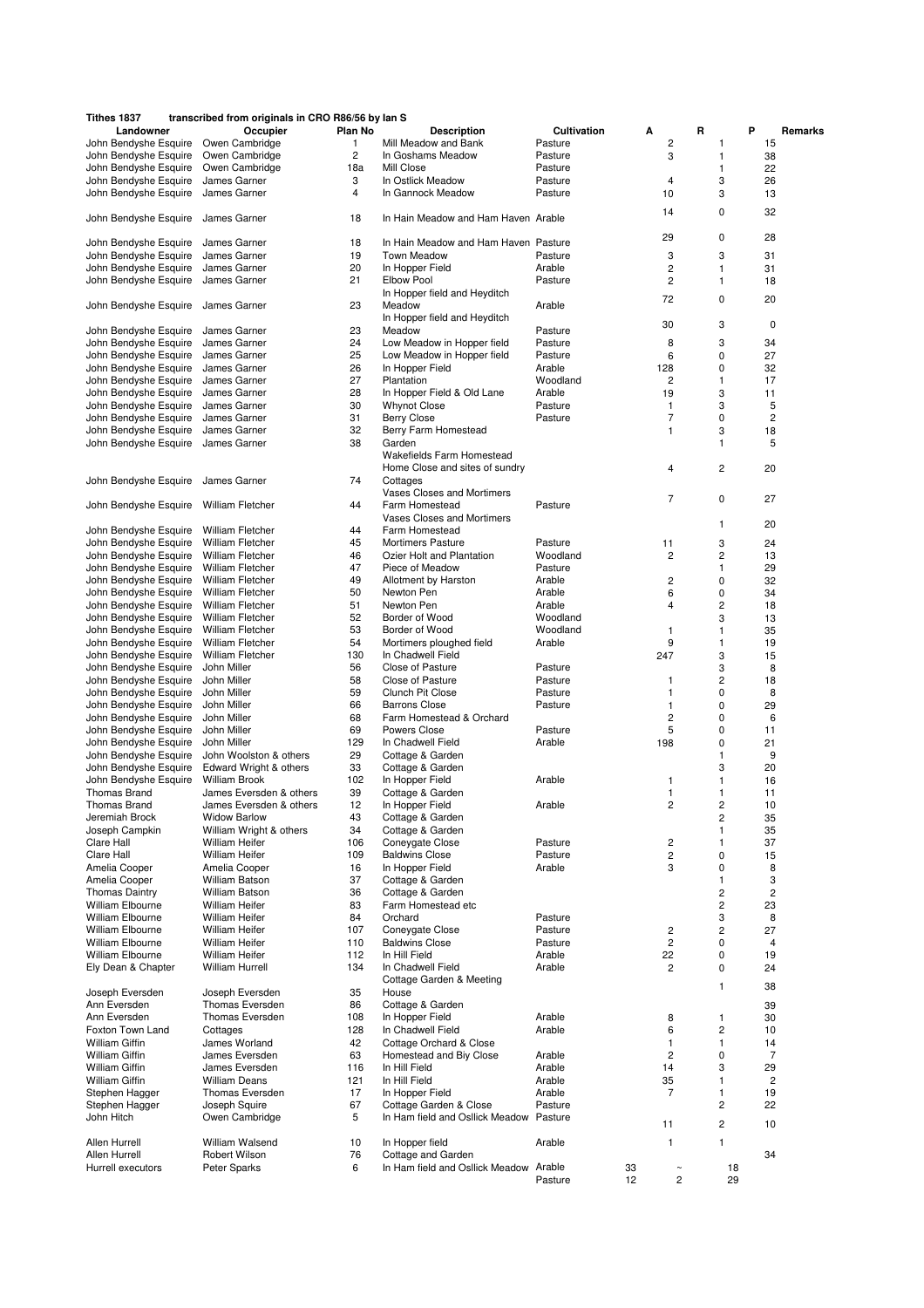**Tithes 1837** **transcribed from originals in CRO R86/56 by Ian S**

| Landowner | Occupier | Plan No | Description | Cultivation | A | R | P | Remarks |
|---|---|---|---|---|---|---|---|---|
| John Bendyshe Esquire | Owen Cambridge | 1 | Mill Meadow and Bank | Pasture | 2 | 1 | 15 | |
| John Bendyshe Esquire | Owen Cambridge | 2 | In Goshams Meadow | Pasture | 3 | 1 | 38 | |
| John Bendyshe Esquire | Owen Cambridge | 18a | Mill Close | Pasture | | 1 | 22 | |
| John Bendyshe Esquire | James Garner | 3 | In Ostlick Meadow | Pasture | 4 | 3 | 26 | |
| John Bendyshe Esquire | James Garner | 4 | In Gannock Meadow | Pasture | 10 | 3 | 13 | |
| John Bendyshe Esquire | James Garner | 18 | In Hain Meadow and Ham Haven | Arable | 14 | 0 | 32 | |
| John Bendyshe Esquire | James Garner | 18 | In Hain Meadow and Ham Haven | Pasture | 29 | 0 | 28 | |
| John Bendyshe Esquire | James Garner | 19 | Town Meadow | Pasture | 3 | 3 | 31 | |
| John Bendyshe Esquire | James Garner | 20 | In Hopper Field | Arable | 2 | 1 | 31 | |
| John Bendyshe Esquire | James Garner | 21 | Elbow Pool | Pasture | 2 | 1 | 18 | |
| John Bendyshe Esquire | James Garner | 23 | In Hopper field and Heyditch Meadow | Arable | 72 | 0 | 20 | |
| John Bendyshe Esquire | James Garner | 23 | In Hopper field and Heyditch Meadow | Pasture | 30 | 3 | 0 | |
| John Bendyshe Esquire | James Garner | 24 | Low Meadow in Hopper field | Pasture | 8 | 3 | 34 | |
| John Bendyshe Esquire | James Garner | 25 | Low Meadow in Hopper field | Pasture | 6 | 0 | 27 | |
| John Bendyshe Esquire | James Garner | 26 | In Hopper Field | Arable | 128 | 0 | 32 | |
| John Bendyshe Esquire | James Garner | 27 | Plantation | Woodland | 2 | 1 | 17 | |
| John Bendyshe Esquire | James Garner | 28 | In Hopper Field & Old Lane | Arable | 19 | 3 | 11 | |
| John Bendyshe Esquire | James Garner | 30 | Whynot Close | Pasture | 1 | 3 | 5 | |
| John Bendyshe Esquire | James Garner | 31 | Berry Close | Pasture | 7 | 0 | 2 | |
| John Bendyshe Esquire | James Garner | 32 | Berry Farm Homestead | | 1 | 3 | 18 | |
| John Bendyshe Esquire | James Garner | 38 | Garden | | | 1 | 5 | |
| John Bendyshe Esquire | James Garner | 74 | Wakefields Farm Homestead Home Close and sites of sundry Cottages | | 4 | 2 | 20 | |
| John Bendyshe Esquire | William Fletcher | 44 | Vases Closes and Mortimers Farm Homestead | Pasture | 7 | 0 | 27 | |
| John Bendyshe Esquire | William Fletcher | 44 | Vases Closes and Mortimers Farm Homestead | | | 1 | 20 | |
| John Bendyshe Esquire | William Fletcher | 45 | Mortimers Pasture | Pasture | 11 | 3 | 24 | |
| John Bendyshe Esquire | William Fletcher | 46 | Ozier Holt and Plantation | Woodland | 2 | 2 | 13 | |
| John Bendyshe Esquire | William Fletcher | 47 | Piece of Meadow | Pasture | | 1 | 29 | |
| John Bendyshe Esquire | William Fletcher | 49 | Allotment by Harston | Arable | 2 | 0 | 32 | |
| John Bendyshe Esquire | William Fletcher | 50 | Newton Pen | Arable | 6 | 0 | 34 | |
| John Bendyshe Esquire | William Fletcher | 51 | Newton Pen | Arable | 4 | 2 | 18 | |
| John Bendyshe Esquire | William Fletcher | 52 | Border of Wood | Woodland | | 3 | 13 | |
| John Bendyshe Esquire | William Fletcher | 53 | Border of Wood | Woodland | 1 | 1 | 35 | |
| John Bendyshe Esquire | William Fletcher | 54 | Mortimers ploughed field | Arable | 9 | 1 | 19 | |
| John Bendyshe Esquire | William Fletcher | 130 | In Chadwell Field | | 247 | 3 | 15 | |
| John Bendyshe Esquire | John Miller | 56 | Close of Pasture | Pasture | | 3 | 8 | |
| John Bendyshe Esquire | John Miller | 58 | Close of Pasture | Pasture | 1 | 2 | 18 | |
| John Bendyshe Esquire | John Miller | 59 | Clunch Pit Close | Pasture | 1 | 0 | 8 | |
| John Bendyshe Esquire | John Miller | 66 | Barrons Close | Pasture | 1 | 0 | 29 | |
| John Bendyshe Esquire | John Miller | 68 | Farm Homestead & Orchard | | 2 | 0 | 6 | |
| John Bendyshe Esquire | John Miller | 69 | Powers Close | Pasture | 5 | 0 | 11 | |
| John Bendyshe Esquire | John Miller | 129 | In Chadwell Field | Arable | 198 | 0 | 21 | |
| John Bendyshe Esquire | John Woolston & others | 29 | Cottage & Garden | | | 1 | 9 | |
| John Bendyshe Esquire | Edward Wright & others | 33 | Cottage & Garden | | | 3 | 20 | |
| John Bendyshe Esquire | William Brook | 102 | In Hopper Field | Arable | 1 | 1 | 16 | |
| Thomas Brand | James Eversden & others | 39 | Cottage & Garden | | 1 | 1 | 11 | |
| Thomas Brand | James Eversden & others | 12 | In Hopper Field | Arable | 2 | 2 | 10 | |
| Jeremiah Brock | Widow Barlow | 43 | Cottage & Garden | | | 2 | 35 | |
| Joseph Campkin | William Wright & others | 34 | Cottage & Garden | | | 1 | 35 | |
| Clare Hall | William Heifer | 106 | Coneygate Close | Pasture | 2 | 1 | 37 | |
| Clare Hall | William Heifer | 109 | Baldwins Close | Pasture | 2 | 0 | 15 | |
| Amelia Cooper | Amelia Cooper | 16 | In Hopper Field | Arable | 3 | 0 | 8 | |
| Amelia Cooper | William Batson | 37 | Cottage & Garden | | | 1 | 3 | |
| Thomas Daintry | William Batson | 36 | Cottage & Garden | | | 2 | 2 | |
| William Elbourne | William Heifer | 83 | Farm Homestead etc | | | 2 | 23 | |
| William Elbourne | William Heifer | 84 | Orchard | Pasture | | 3 | 8 | |
| William Elbourne | William Heifer | 107 | Coneygate Close | Pasture | 2 | 2 | 27 | |
| William Elbourne | William Heifer | 110 | Baldwins Close | Pasture | 2 | 0 | 4 | |
| William Elbourne | William Heifer | 112 | In Hill Field | Arable | 22 | 0 | 19 | |
| Ely Dean & Chapter | William Hurrell | 134 | In Chadwell Field | Arable | 2 | 0 | 24 | |
| Joseph Eversden | Joseph Eversden | 35 | Cottage Garden & Meeting House | | | 1 | 38 | |
| Ann Eversden | Thomas Eversden | 86 | Cottage & Garden | | | | 39 | |
| Ann Eversden | Thomas Eversden | 108 | In Hopper Field | Arable | 8 | 1 | 30 | |
| Foxton Town Land | Cottages | 128 | In Chadwell Field | Arable | 6 | 2 | 10 | |
| William Giffin | James Worland | 42 | Cottage Orchard & Close | | 1 | 1 | 14 | |
| William Giffin | James Eversden | 63 | Homestead and Biy Close | Arable | 2 | 0 | 7 | |
| William Giffin | James Eversden | 116 | In Hill Field | Arable | 14 | 3 | 29 | |
| William Giffin | William Deans | 121 | In Hill Field | Arable | 35 | 1 | 2 | |
| Stephen Hagger | Thomas Eversden | 17 | In Hopper Field | Arable | 7 | 1 | 19 | |
| Stephen Hagger | Joseph Squire | 67 | Cottage Garden & Close | Pasture | | 2 | 22 | |
| John Hitch | Owen Cambridge | 5 | In Ham field and Osllick Meadow | Pasture | 11 | 2 | 10 | |
| Allen Hurrell | William Walsend | 10 | In Hopper field | Arable | 1 | 1 | | |
| Allen Hurrell | Robert Wilson | 76 | Cottage and Garden | | | | 34 | |
| Hurrell executors | Peter Sparks | 6 | In Ham field and Osllick Meadow | Arable | 33 | ~ | 18 | |
| | | | | Pasture | 12 | 2 | 29 | |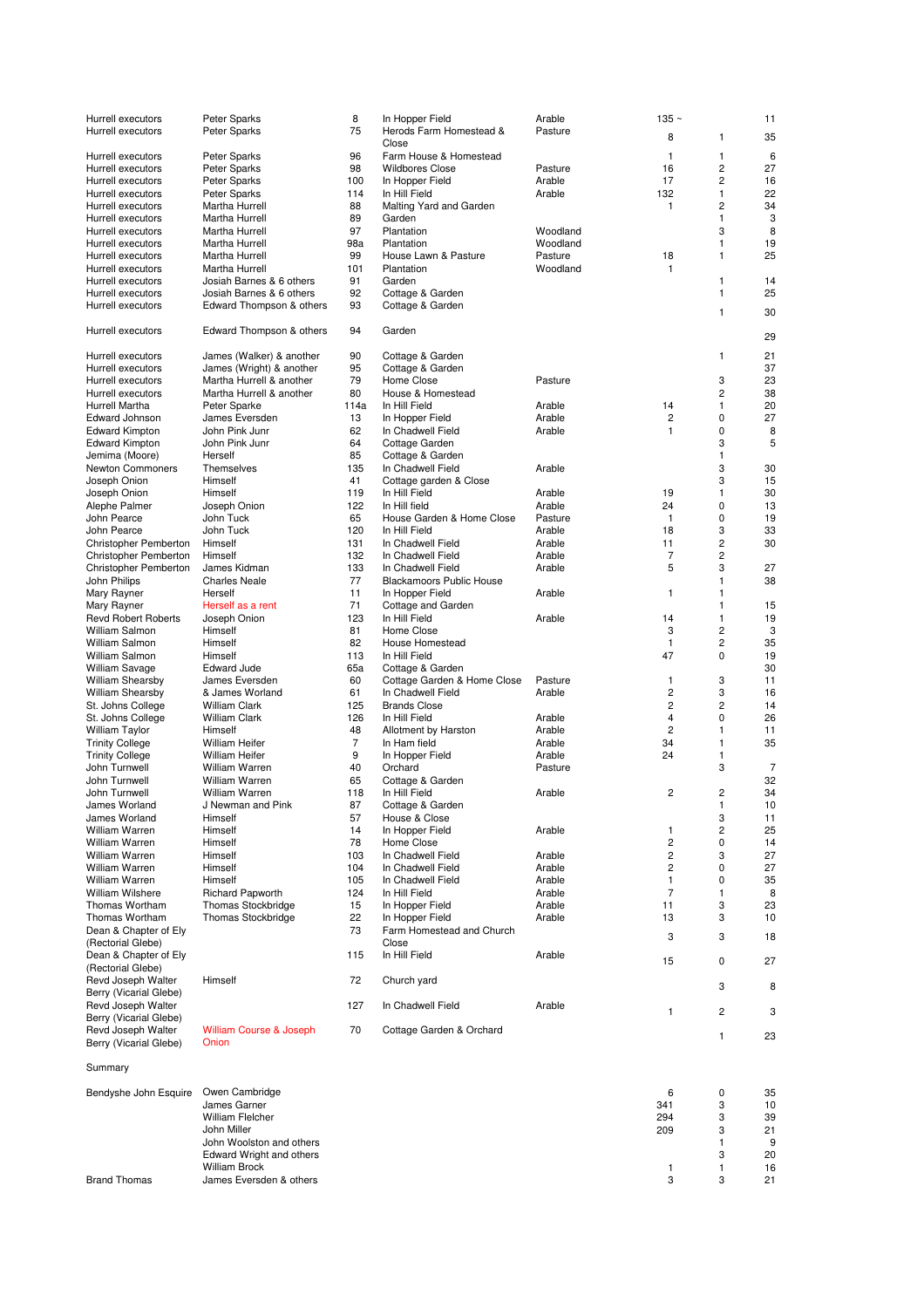| | | | | | | | |
|---|---|---|---|---|---|---|---|
| Hurrell executors | Peter Sparks | 8 | In Hopper Field | Arable | 135 ~ | | 11 |
| Hurrell executors | Peter Sparks | 75 | Herods Farm Homestead & Close | Pasture | 8 | 1 | 35 |
| Hurrell executors | Peter Sparks | 96 | Farm House & Homestead | | 1 | 1 | 6 |
| Hurrell executors | Peter Sparks | 98 | Wildbores Close | Pasture | 16 | 2 | 27 |
| Hurrell executors | Peter Sparks | 100 | In Hopper Field | Arable | 17 | 2 | 16 |
| Hurrell executors | Peter Sparks | 114 | In Hill Field | Arable | 132 | 1 | 22 |
| Hurrell executors | Martha Hurrell | 88 | Malting Yard and Garden | | 1 | 2 | 34 |
| Hurrell executors | Martha Hurrell | 89 | Garden | | | 1 | 3 |
| Hurrell executors | Martha Hurrell | 97 | Plantation | Woodland | | 3 | 8 |
| Hurrell executors | Martha Hurrell | 98a | Plantation | Woodland | | 1 | 19 |
| Hurrell executors | Martha Hurrell | 99 | House Lawn & Pasture | Pasture | 18 | 1 | 25 |
| Hurrell executors | Martha Hurrell | 101 | Plantation | Woodland | 1 | | |
| Hurrell executors | Josiah Barnes & 6 others | 91 | Garden | | | 1 | 14 |
| Hurrell executors | Josiah Barnes & 6 others | 92 | Cottage & Garden | | | 1 | 25 |
| Hurrell executors | Edward Thompson & others | 93 | Cottage & Garden | | | 1 | 30 |
| Hurrell executors | Edward Thompson & others | 94 | Garden | | | | 29 |
| Hurrell executors | James (Walker) & another | 90 | Cottage & Garden | | | 1 | 21 |
| Hurrell executors | James (Wright) & another | 95 | Cottage & Garden | | | | 37 |
| Hurrell executors | Martha Hurrell & another | 79 | Home Close | Pasture | | 3 | 23 |
| Hurrell executors | Martha Hurrell & another | 80 | House & Homestead | | | 2 | 38 |
| Hurrell Martha | Peter Sparke | 114a | In Hill Field | Arable | 14 | 1 | 20 |
| Edward Johnson | James Eversden | 13 | In Hopper Field | Arable | 2 | 0 | 27 |
| Edward Kimpton | John Pink Junr | 62 | In Chadwell Field | Arable | 1 | 0 | 8 |
| Edward Kimpton | John Pink Junr | 64 | Cottage Garden | | | 3 | 5 |
| Jemima (Moore) | Herself | 85 | Cottage & Garden | | | 1 | |
| Newton Commoners | Themselves | 135 | In Chadwell Field | Arable | | 3 | 30 |
| Joseph Onion | Himself | 41 | Cottage garden & Close | | | 3 | 15 |
| Joseph Onion | Himself | 119 | In Hill Field | Arable | 19 | 1 | 30 |
| Alephe Palmer | Joseph Onion | 122 | In Hill field | Arable | 24 | 0 | 13 |
| John Pearce | John Tuck | 65 | House Garden & Home Close | Pasture | 1 | 0 | 19 |
| John Pearce | John Tuck | 120 | In Hill Field | Arable | 18 | 3 | 33 |
| Christopher Pemberton | Himself | 131 | In Chadwell Field | Arable | 11 | 2 | 30 |
| Christopher Pemberton | Himself | 132 | In Chadwell Field | Arable | 7 | 2 | |
| Christopher Pemberton | James Kidman | 133 | In Chadwell Field | Arable | 5 | 3 | 27 |
| John Philips | Charles Neale | 77 | Blackamoors Public House | | | 1 | 38 |
| Mary Rayner | Herself | 11 | In Hopper Field | Arable | 1 | 1 | |
| Mary Rayner | Herself as a rent | 71 | Cottage and Garden | | | 1 | 15 |
| Revd Robert Roberts | Joseph Onion | 123 | In Hill Field | Arable | 14 | 1 | 19 |
| William Salmon | Himself | 81 | Home Close | | 3 | 2 | 3 |
| William Salmon | Himself | 82 | House Homestead | | 1 | 2 | 35 |
| William Salmon | Himself | 113 | In Hill Field | | 47 | 0 | 19 |
| William Savage | Edward Jude | 65a | Cottage & Garden | | | | 30 |
| William Shearsby | James Eversden | 60 | Cottage Garden & Home Close | Pasture | 1 | 3 | 11 |
| William Shearsby | & James Worland | 61 | In Chadwell Field | Arable | 2 | 3 | 16 |
| St. Johns College | William Clark | 125 | Brands Close | | 2 | 2 | 14 |
| St. Johns College | William Clark | 126 | In Hill Field | Arable | 4 | 0 | 26 |
| William Taylor | Himself | 48 | Allotment by Harston | Arable | 2 | 1 | 11 |
| Trinity College | William Heifer | 7 | In Ham field | Arable | 34 | 1 | 35 |
| Trinity College | William Heifer | 9 | In Hopper Field | Arable | 24 | 1 | |
| John Turnwell | William Warren | 40 | Orchard | Pasture | | 3 | 7 |
| John Turnwell | William Warren | 65 | Cottage & Garden | | | | 32 |
| John Turnwell | William Warren | 118 | In Hill Field | Arable | 2 | 2 | 34 |
| James Worland | J Newman and Pink | 87 | Cottage & Garden | | | 1 | 10 |
| James Worland | Himself | 57 | House & Close | | | 3 | 11 |
| William Warren | Himself | 14 | In Hopper Field | Arable | 1 | 2 | 25 |
| William Warren | Himself | 78 | Home Close | | 2 | 0 | 14 |
| William Warren | Himself | 103 | In Chadwell Field | Arable | 2 | 3 | 27 |
| William Warren | Himself | 104 | In Chadwell Field | Arable | 2 | 0 | 27 |
| William Warren | Himself | 105 | In Chadwell Field | Arable | 1 | 0 | 35 |
| William Wilshere | Richard Papworth | 124 | In Hill Field | Arable | 7 | 1 | 8 |
| Thomas Wortham | Thomas Stockbridge | 15 | In Hopper Field | Arable | 11 | 3 | 23 |
| Thomas Wortham | Thomas Stockbridge | 22 | In Hopper Field | Arable | 13 | 3 | 10 |
| Dean & Chapter of Ely (Rectorial Glebe) | | 73 | Farm Homestead and Church Close | | 3 | 3 | 18 |
| Dean & Chapter of Ely (Rectorial Glebe) | | 115 | In Hill Field | Arable | 15 | 0 | 27 |
| Revd Joseph Walter Berry (Vicarial Glebe) | Himself | 72 | Church yard | | | 3 | 8 |
| Revd Joseph Walter Berry (Vicarial Glebe) | | 127 | In Chadwell Field | Arable | 1 | 2 | 3 |
| Revd Joseph Walter Berry (Vicarial Glebe) | William Course & Joseph Onion | 70 | Cottage Garden & Orchard | | | 1 | 23 |

Summary

| | | | |
|---|---|---|---|
| Bendyshe John Esquire | Owen Cambridge | 6 | 0 | 35 |
| | James Garner | 341 | 3 | 10 |
| | William Flelcher | 294 | 3 | 39 |
| | John Miller | 209 | 3 | 21 |
| | John Woolston and others | | 1 | 9 |
| | Edward Wright and others | | 3 | 20 |
| | William Brock | 1 | 1 | 16 |
| Brand Thomas | James Eversden & others | 3 | 3 | 21 |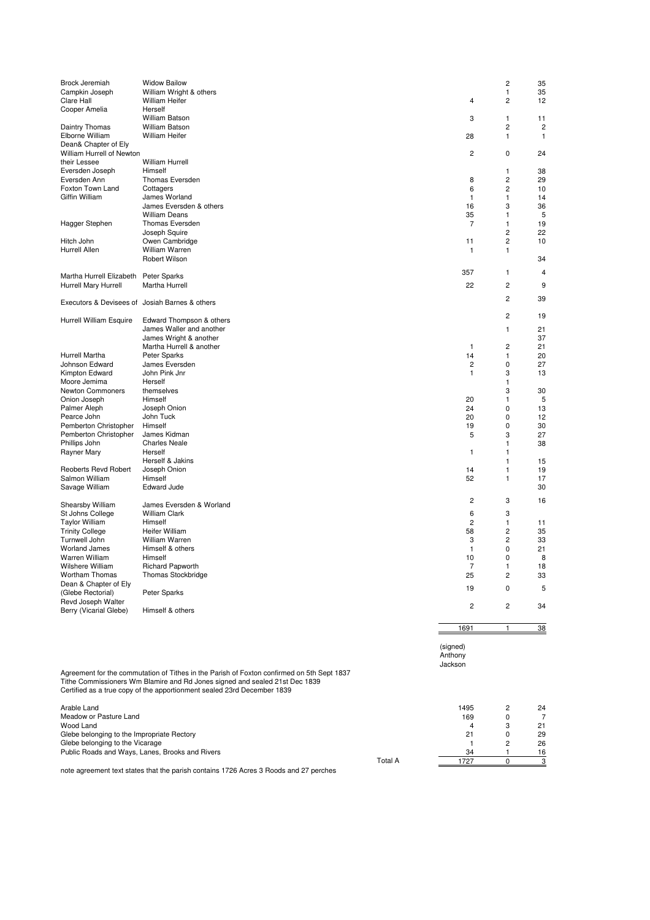| | | | | |
|---|---|---|---|---|
| Brock Jeremiah | Widow Bailow | | 2 | 35 |
| Campkin Joseph | William Wright & others | | 1 | 35 |
| Clare Hall | William Heifer | 4 | 2 | 12 |
| Cooper Amelia | Herself | | | |
| | William Batson | 3 | 1 | 11 |
| Daintry Thomas | William Batson | | 2 | 2 |
| Elborne William | William Heifer | 28 | 1 | 1 |
| Dean& Chapter of Ely William Hurrell of Newton | | 2 | 0 | 24 |
| their Lessee | William Hurrell | | | |
| Eversden Joseph | Himself | | 1 | 38 |
| Eversden Ann | Thomas Eversden | 8 | 2 | 29 |
| Foxton Town Land | Cottagers | 6 | 2 | 10 |
| Giffin William | James Worland | 1 | 1 | 14 |
| | James Eversden & others | 16 | 3 | 36 |
| | William Deans | 35 | 1 | 5 |
| Hagger Stephen | Thomas Eversden | 7 | 1 | 19 |
| | Joseph Squire | | 2 | 22 |
| Hitch John | Owen Cambridge | 11 | 2 | 10 |
| Hurrell Allen | William Warren | 1 | 1 | |
| | Robert Wilson | | | 34 |
| Martha Hurrell Elizabeth | Peter Sparks | 357 | 1 | 4 |
| Hurrell Mary Hurrell | Martha Hurrell | 22 | 2 | 9 |
| Executors & Devisees of | Josiah Barnes & others | | 2 | 39 |
| Hurrell William Esquire | Edward Thompson & others | | 2 | 19 |
| | James Waller and another | | 1 | 21 |
| | James Wright & another | | | 37 |
| | Martha Hurrell & another | 1 | 2 | 21 |
| Hurrell Martha | Peter Sparks | 14 | 1 | 20 |
| Johnson Edward | James Eversden | 2 | 0 | 27 |
| Kimpton Edward | John Pink Jnr | 1 | 3 | 13 |
| Moore Jemima | Herself | | 1 | |
| Newton Commoners | themselves | | 3 | 30 |
| Onion Joseph | Himself | 20 | 1 | 5 |
| Palmer Aleph | Joseph Onion | 24 | 0 | 13 |
| Pearce John | John Tuck | 20 | 0 | 12 |
| Pemberton Christopher | Himself | 19 | 0 | 30 |
| Pemberton Christopher | James Kidman | 5 | 3 | 27 |
| Phillips John | Charles Neale | | 1 | 38 |
| Rayner Mary | Herself | 1 | 1 | |
| | Herself & Jakins | | 1 | 15 |
| Reoberts Revd Robert | Joseph Onion | 14 | 1 | 19 |
| Salmon William | Himself | 52 | 1 | 17 |
| Savage William | Edward Jude | | | 30 |
| Shearsby William | James Eversden & Worland | 2 | 3 | 16 |
| St Johns College | William Clark | 6 | 3 | |
| Taylor William | Himself | 2 | 1 | 11 |
| Trinity College | Heifer William | 58 | 2 | 35 |
| Turnwell John | William Warren | 3 | 2 | 33 |
| Worland James | Himself & others | 1 | 0 | 21 |
| Warren William | Himself | 10 | 0 | 8 |
| Wilshere William | Richard Papworth | 7 | 1 | 18 |
| Wortham Thomas | Thomas Stockbridge | 25 | 2 | 33 |
| Dean & Chapter of Ely (Glebe Rectorial) | Peter Sparks | 19 | 0 | 5 |
| Revd Joseph Walter Berry (Vicarial Glebe) | Himself & others | 2 | 2 | 34 |
| | | 1691 | 1 | 38 |

(signed)
Anthony
Jackson

Agreement for the commutation of Tithes in the Parish of Foxton confirmed on 5th Sept 1837
Tithe Commissioners Wm Blamire and Rd Jones signed and sealed 21st Dec 1839
Certified as a true copy of the apportionment sealed 23rd December 1839

| | | | | |
|---|---|---|---|---|
| Arable Land | | 1495 | 2 | 24 |
| Meadow or Pasture Land | | 169 | 0 | 7 |
| Wood Land | | 4 | 3 | 21 |
| Glebe belonging to the Impropriate Rectory | | 21 | 0 | 29 |
| Glebe belonging to the Vicarage | | 1 | 2 | 26 |
| Public Roads and Ways, Lanes, Brooks and Rivers | | 34 | 1 | 16 |
| | Total A | 1727 | 0 | 3 |

note agreement text states that the parish contains 1726 Acres 3 Roods and 27 perches